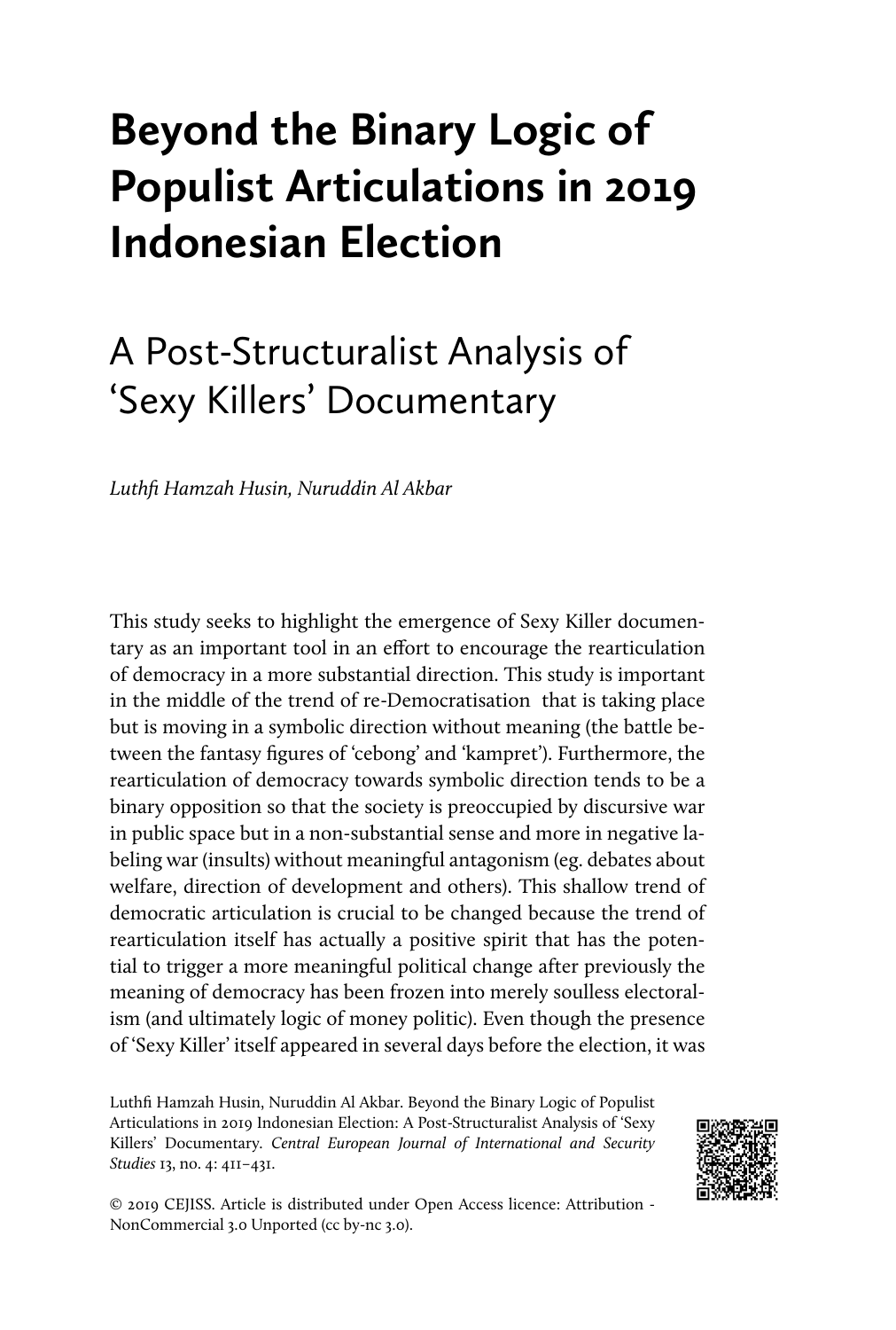# Beyond the Binary Logic of Populist Articulations in 2019 Indonesian Election

## A Post-Structuralist Analysis of 'Sexy Killers' Documentary

*Luthfi Hamzah Husin, Nuruddin Al Akbar*

This study seeks to highlight the emergence of Sexy Killer documentary as an important tool in an effort to encourage the rearticulation of democracy in a more substantial direction. This study is important in the middle of the trend of re-Democratisation that is taking place but is moving in a symbolic direction without meaning (the battle between the fantasy figures of 'cebong' and 'kampret'). Furthermore, the rearticulation of democracy towards symbolic direction tends to be a binary opposition so that the society is preoccupied by discursive war in public space but in a non-substantial sense and more in negative labeling war (insults) without meaningful antagonism (eg. debates about welfare, direction of development and others). This shallow trend of democratic articulation is crucial to be changed because the trend of rearticulation itself has actually a positive spirit that has the potential to trigger a more meaningful political change after previously the meaning of democracy has been frozen into merely soulless electoralism (and ultimately logic of money politic). Even though the presence of 'Sexy Killer' itself appeared in several days before the election, it was

Luthfi Hamzah Husin, Nuruddin Al Akbar. Beyond the Binary Logic of Populist Articulations in 2019 Indonesian Election: A Post-Structuralist Analysis of 'Sexy Killers' Documentary. *Central European Journal of International and Security Studies* 13, no. 4: 411–431.

© 2019 CEJISS. Article is distributed under Open Access licence: Attribution - NonCommercial 3.0 Unported (cc by-nc 3.0).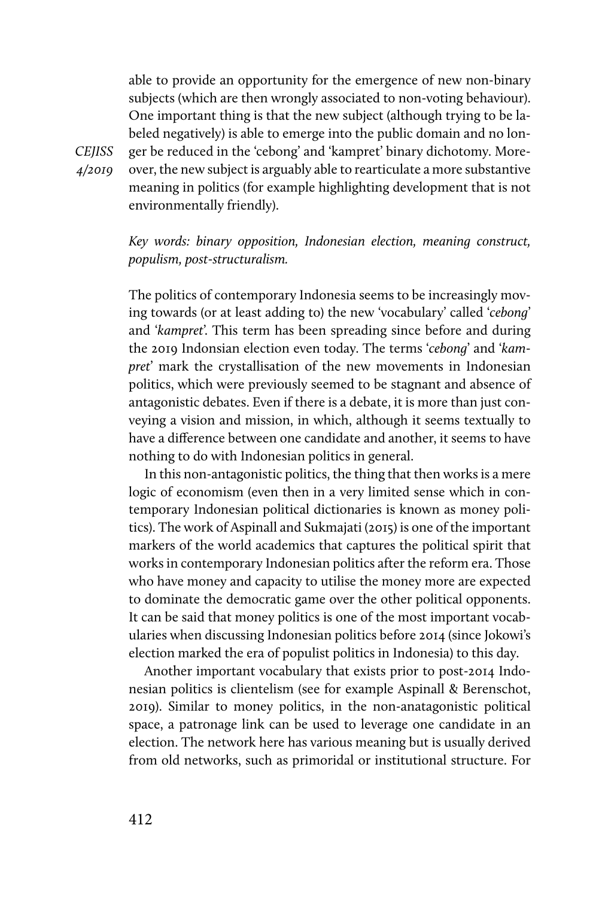able to provide an opportunity for the emergence of new non-binary subjects (which are then wrongly associated to non-voting behaviour). One important thing is that the new subject (although trying to be labeled negatively) is able to emerge into the public domain and no longer be reduced in the 'cebong' and 'kampret' binary dichotomy. Moreover, the new subject is arguably able to rearticulate a more substantive meaning in politics (for example highlighting development that is not environmentally friendly).

*Key words: binary opposition, Indonesian election, meaning construct, populism, post-structuralism.*

The politics of contemporary Indonesia seems to be increasingly moving towards (or at least adding to) the new 'vocabulary' called '*cebong*' and '*kampret*'. This term has been spreading since before and during the 2019 Indonsian election even today. The terms '*cebong*' and '*kampret*' mark the crystallisation of the new movements in Indonesian politics, which were previously seemed to be stagnant and absence of antagonistic debates. Even if there is a debate, it is more than just conveying a vision and mission, in which, although it seems textually to have a difference between one candidate and another, it seems to have nothing to do with Indonesian politics in general.

In this non-antagonistic politics, the thing that then works is a mere logic of economism (even then in a very limited sense which in contemporary Indonesian political dictionaries is known as money politics). The work of Aspinall and Sukmajati (2015) is one of the important markers of the world academics that captures the political spirit that works in contemporary Indonesian politics after the reform era. Those who have money and capacity to utilise the money more are expected to dominate the democratic game over the other political opponents. It can be said that money politics is one of the most important vocabularies when discussing Indonesian politics before 2014 (since Jokowi's election marked the era of populist politics in Indonesia) to this day.

Another important vocabulary that exists prior to post-2014 Indonesian politics is clientelism (see for example Aspinall & Berenschot, 2019). Similar to money politics, in the non-anatagonistic political space, a patronage link can be used to leverage one candidate in an election. The network here has various meaning but is usually derived from old networks, such as primoridal or institutional structure. For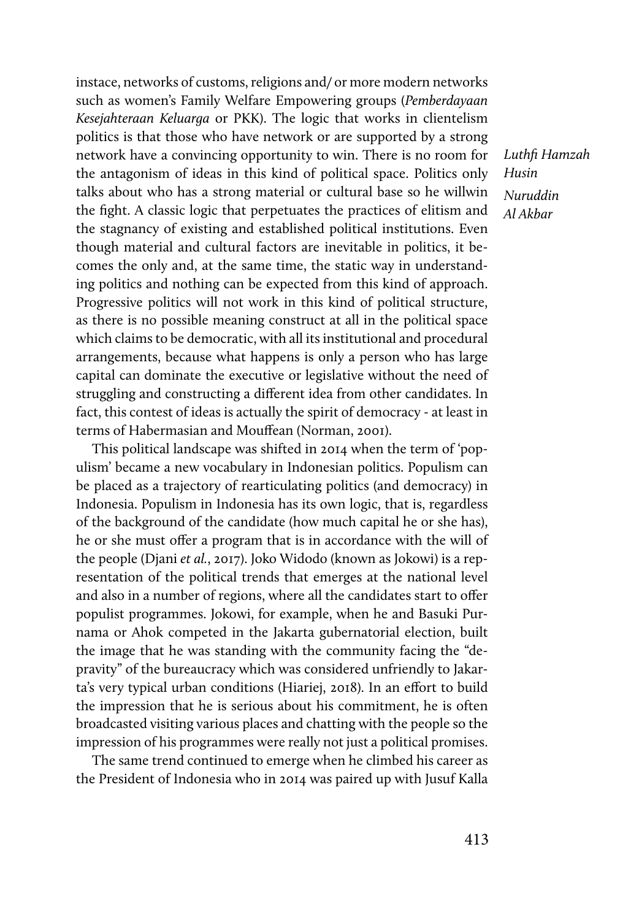instace, networks of customs, religions and/ or more modern networks such as women's Family Welfare Empowering groups (*Pemberdayaan Kesejahteraan Keluarga* or PKK). The logic that works in clientelism politics is that those who have network or are supported by a strong network have a convincing opportunity to win. There is no room for the antagonism of ideas in this kind of political space. Politics only talks about who has a strong material or cultural base so he willwin the fight. A classic logic that perpetuates the practices of elitism and the stagnancy of existing and established political institutions. Even though material and cultural factors are inevitable in politics, it becomes the only and, at the same time, the static way in understanding politics and nothing can be expected from this kind of approach. Progressive politics will not work in this kind of political structure, as there is no possible meaning construct at all in the political space which claims to be democratic, with all its institutional and procedural arrangements, because what happens is only a person who has large capital can dominate the executive or legislative without the need of struggling and constructing a different idea from other candidates. In fact, this contest of ideas is actually the spirit of democracy - at least in terms of Habermasian and Mouffean (Norman, 2001).

This political landscape was shifted in 2014 when the term of 'populism' became a new vocabulary in Indonesian politics. Populism can be placed as a trajectory of rearticulating politics (and democracy) in Indonesia. Populism in Indonesia has its own logic, that is, regardless of the background of the candidate (how much capital he or she has), he or she must offer a program that is in accordance with the will of the people (Djani *et al.*, 2017). Joko Widodo (known as Jokowi) is a representation of the political trends that emerges at the national level and also in a number of regions, where all the candidates start to offer populist programmes. Jokowi, for example, when he and Basuki Purnama or Ahok competed in the Jakarta gubernatorial election, built the image that he was standing with the community facing the "depravity" of the bureaucracy which was considered unfriendly to Jakarta's very typical urban conditions (Hiariej, 2018). In an effort to build the impression that he is serious about his commitment, he is often broadcasted visiting various places and chatting with the people so the impression of his programmes were really not just a political promises.

The same trend continued to emerge when he climbed his career as the President of Indonesia who in 2014 was paired up with Jusuf Kalla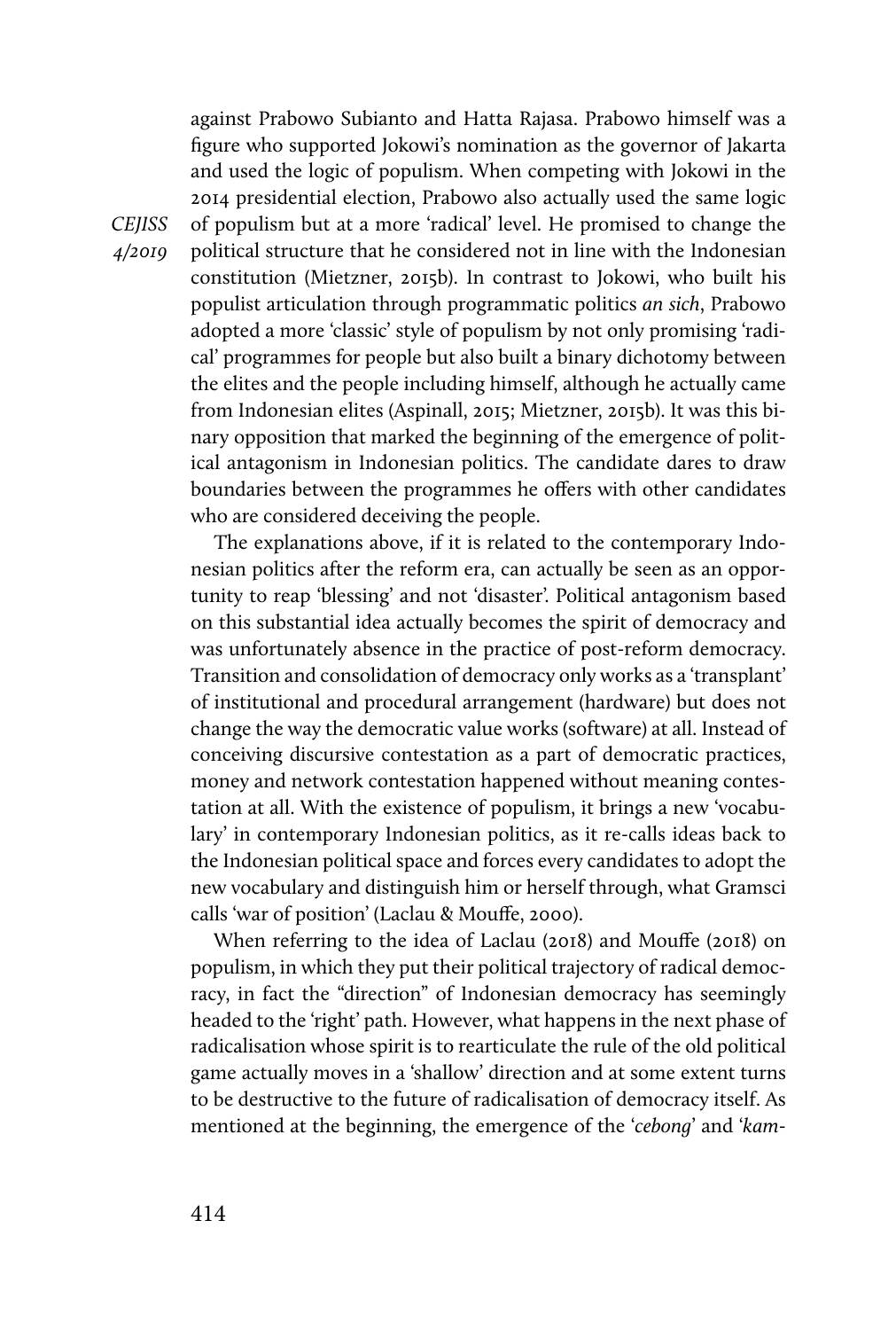against Prabowo Subianto and Hatta Rajasa. Prabowo himself was a figure who supported Jokowi's nomination as the governor of Jakarta and used the logic of populism. When competing with Jokowi in the 2014 presidential election, Prabowo also actually used the same logic of populism but at a more 'radical' level. He promised to change the political structure that he considered not in line with the Indonesian constitution (Mietzner, 2015b). In contrast to Jokowi, who built his populist articulation through programmatic politics *an sich*, Prabowo adopted a more 'classic' style of populism by not only promising 'radical' programmes for people but also built a binary dichotomy between the elites and the people including himself, although he actually came from Indonesian elites (Aspinall, 2015; Mietzner, 2015b). It was this binary opposition that marked the beginning of the emergence of political antagonism in Indonesian politics. The candidate dares to draw boundaries between the programmes he offers with other candidates who are considered deceiving the people.

The explanations above, if it is related to the contemporary Indonesian politics after the reform era, can actually be seen as an opportunity to reap 'blessing' and not 'disaster'. Political antagonism based on this substantial idea actually becomes the spirit of democracy and was unfortunately absence in the practice of post-reform democracy. Transition and consolidation of democracy only works as a 'transplant' of institutional and procedural arrangement (hardware) but does not change the way the democratic value works (software) at all. Instead of conceiving discursive contestation as a part of democratic practices, money and network contestation happened without meaning contestation at all. With the existence of populism, it brings a new 'vocabulary' in contemporary Indonesian politics, as it re-calls ideas back to the Indonesian political space and forces every candidates to adopt the new vocabulary and distinguish him or herself through, what Gramsci calls 'war of position' (Laclau & Mouffe, 2000).

When referring to the idea of Laclau (2018) and Mouffe (2018) on populism, in which they put their political trajectory of radical democracy, in fact the "direction" of Indonesian democracy has seemingly headed to the 'right' path. However, what happens in the next phase of radicalisation whose spirit is to rearticulate the rule of the old political game actually moves in a 'shallow' direction and at some extent turns to be destructive to the future of radicalisation of democracy itself. As mentioned at the beginning, the emergence of the '*cebong*' and '*kam-*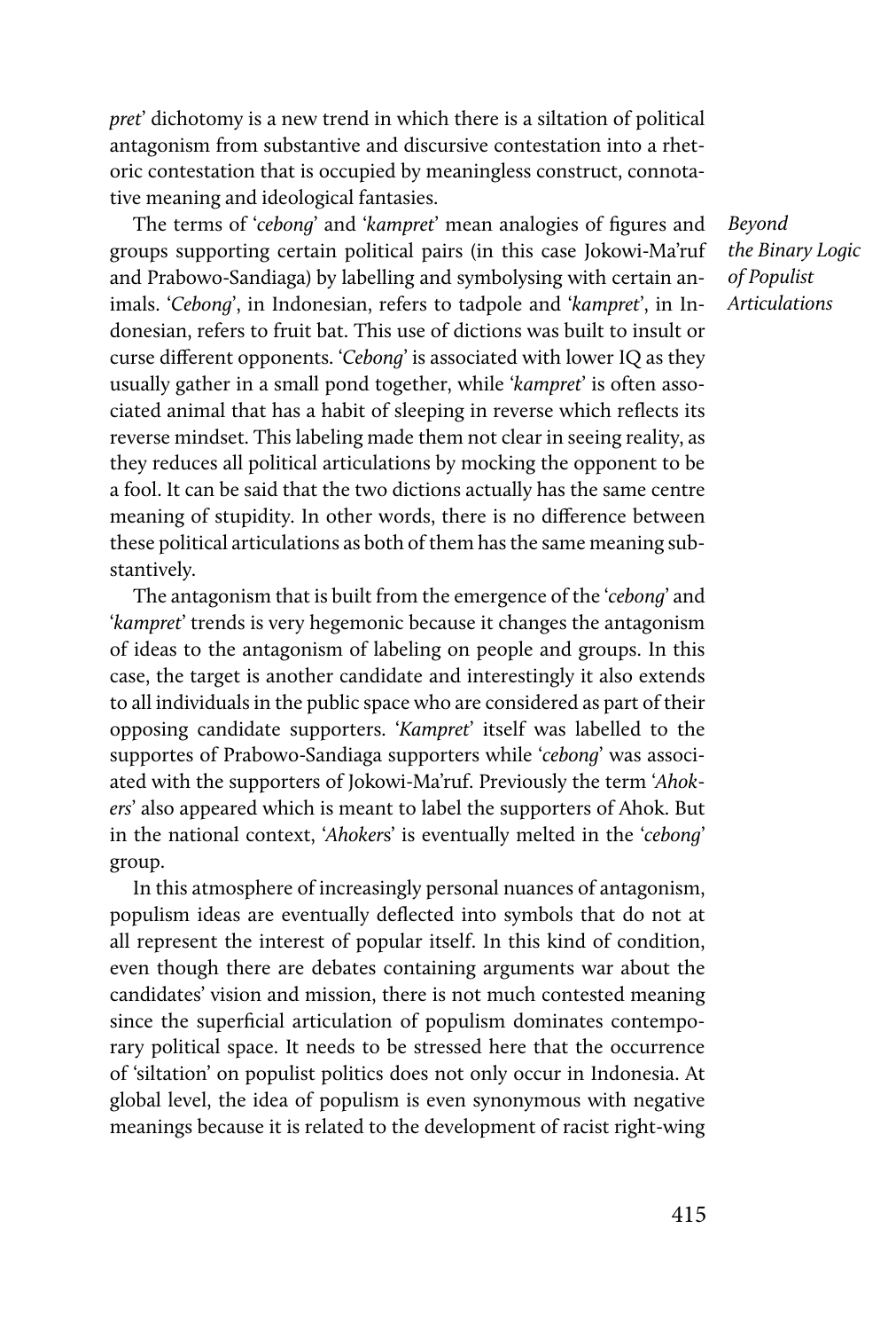*pret*' dichotomy is a new trend in which there is a siltation of political antagonism from substantive and discursive contestation into a rhetoric contestation that is occupied by meaningless construct, connotative meaning and ideological fantasies.

The terms of '*cebong*' and '*kampret*' mean analogies of figures and groups supporting certain political pairs (in this case Jokowi-Ma'ruf and Prabowo-Sandiaga) by labelling and symbolysing with certain animals. '*Cebong*', in Indonesian, refers to tadpole and '*kampret*', in Indonesian, refers to fruit bat. This use of dictions was built to insult or curse different opponents. '*Cebong*' is associated with lower IQ as they usually gather in a small pond together, while '*kampret*' is often associated animal that has a habit of sleeping in reverse which reflects its reverse mindset. This labeling made them not clear in seeing reality, as they reduces all political articulations by mocking the opponent to be a fool. It can be said that the two dictions actually has the same centre meaning of stupidity. In other words, there is no difference between these political articulations as both of them has the same meaning substantively.

The antagonism that is built from the emergence of the '*cebong*' and '*kampret*' trends is very hegemonic because it changes the antagonism of ideas to the antagonism of labeling on people and groups. In this case, the target is another candidate and interestingly it also extends to all individuals in the public space who are considered as part of their opposing candidate supporters. '*Kampret*' itself was labelled to the supportes of Prabowo-Sandiaga supporters while '*cebong*' was associated with the supporters of Jokowi-Ma'ruf. Previously the term '*Ahokers*' also appeared which is meant to label the supporters of Ahok. But in the national context, '*Ahokers*' is eventually melted in the '*cebong*' group.

In this atmosphere of increasingly personal nuances of antagonism, populism ideas are eventually deflected into symbols that do not at all represent the interest of popular itself. In this kind of condition, even though there are debates containing arguments war about the candidates' vision and mission, there is not much contested meaning since the superficial articulation of populism dominates contemporary political space. It needs to be stressed here that the occurrence of 'siltation' on populist politics does not only occur in Indonesia. At global level, the idea of populism is even synonymous with negative meanings because it is related to the development of racist right-wing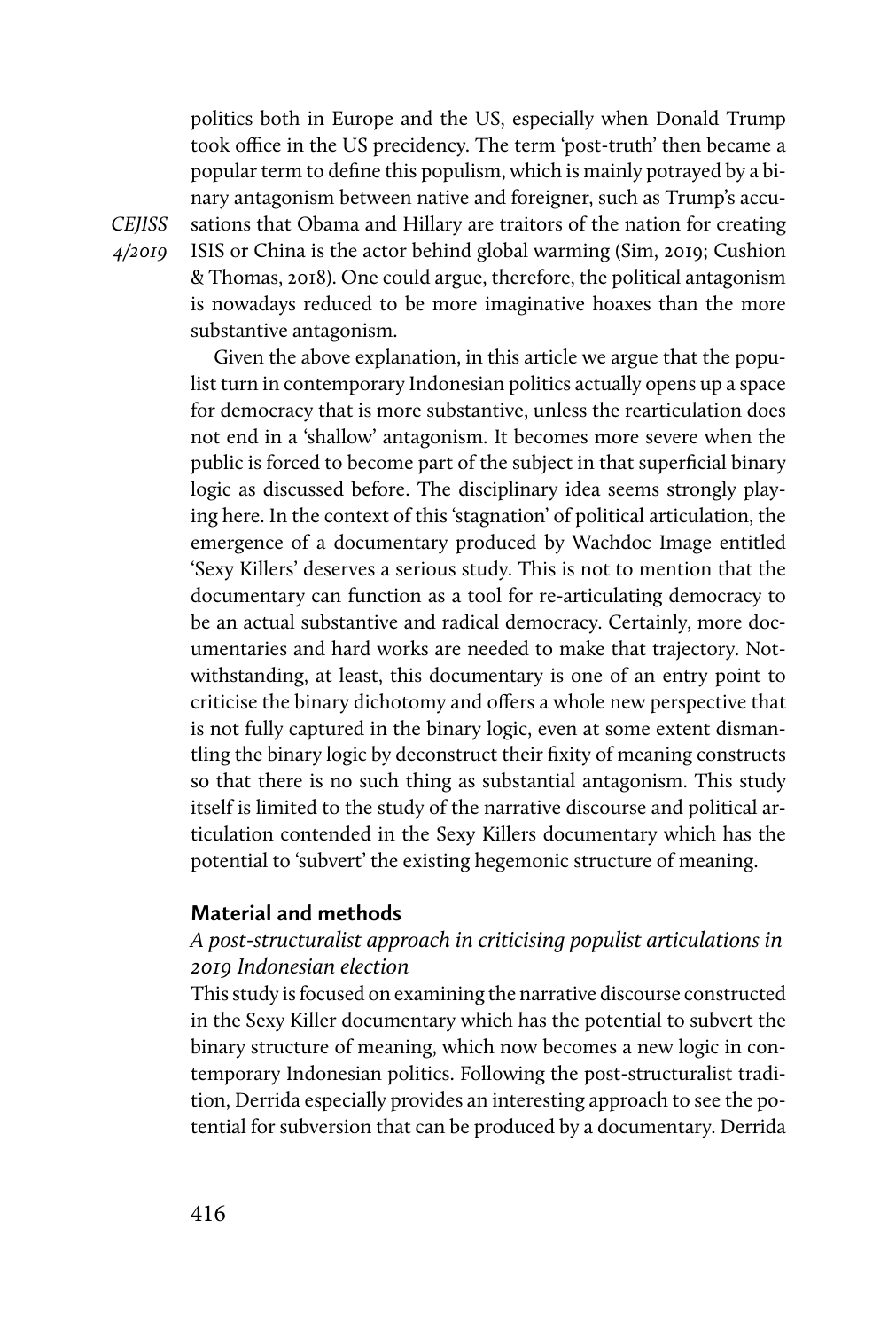politics both in Europe and the US, especially when Donald Trump took office in the US precidency. The term 'post-truth' then became a popular term to define this populism, which is mainly potrayed by a binary antagonism between native and foreigner, such as Trump's accusations that Obama and Hillary are traitors of the nation for creating ISIS or China is the actor behind global warming (Sim, 2019; Cushion & Thomas, 2018). One could argue, therefore, the political antagonism is nowadays reduced to be more imaginative hoaxes than the more substantive antagonism.

Given the above explanation, in this article we argue that the populist turn in contemporary Indonesian politics actually opens up a space for democracy that is more substantive, unless the rearticulation does not end in a 'shallow' antagonism. It becomes more severe when the public is forced to become part of the subject in that superficial binary logic as discussed before. The disciplinary idea seems strongly playing here. In the context of this 'stagnation' of political articulation, the emergence of a documentary produced by Wachdoc Image entitled 'Sexy Killers' deserves a serious study. This is not to mention that the documentary can function as a tool for re-articulating democracy to be an actual substantive and radical democracy. Certainly, more documentaries and hard works are needed to make that trajectory. Notwithstanding, at least, this documentary is one of an entry point to criticise the binary dichotomy and offers a whole new perspective that is not fully captured in the binary logic, even at some extent dismantling the binary logic by deconstruct their fixity of meaning constructs so that there is no such thing as substantial antagonism. This study itself is limited to the study of the narrative discourse and political articulation contended in the Sexy Killers documentary which has the potential to 'subvert' the existing hegemonic structure of meaning.

## Material and methods

### *A post-structuralist approach in criticising populist articulations in 2019 Indonesian election*

This study is focused on examining the narrative discourse constructed in the Sexy Killer documentary which has the potential to subvert the binary structure of meaning, which now becomes a new logic in contemporary Indonesian politics. Following the post-structuralist tradition, Derrida especially provides an interesting approach to see the potential for subversion that can be produced by a documentary. Derrida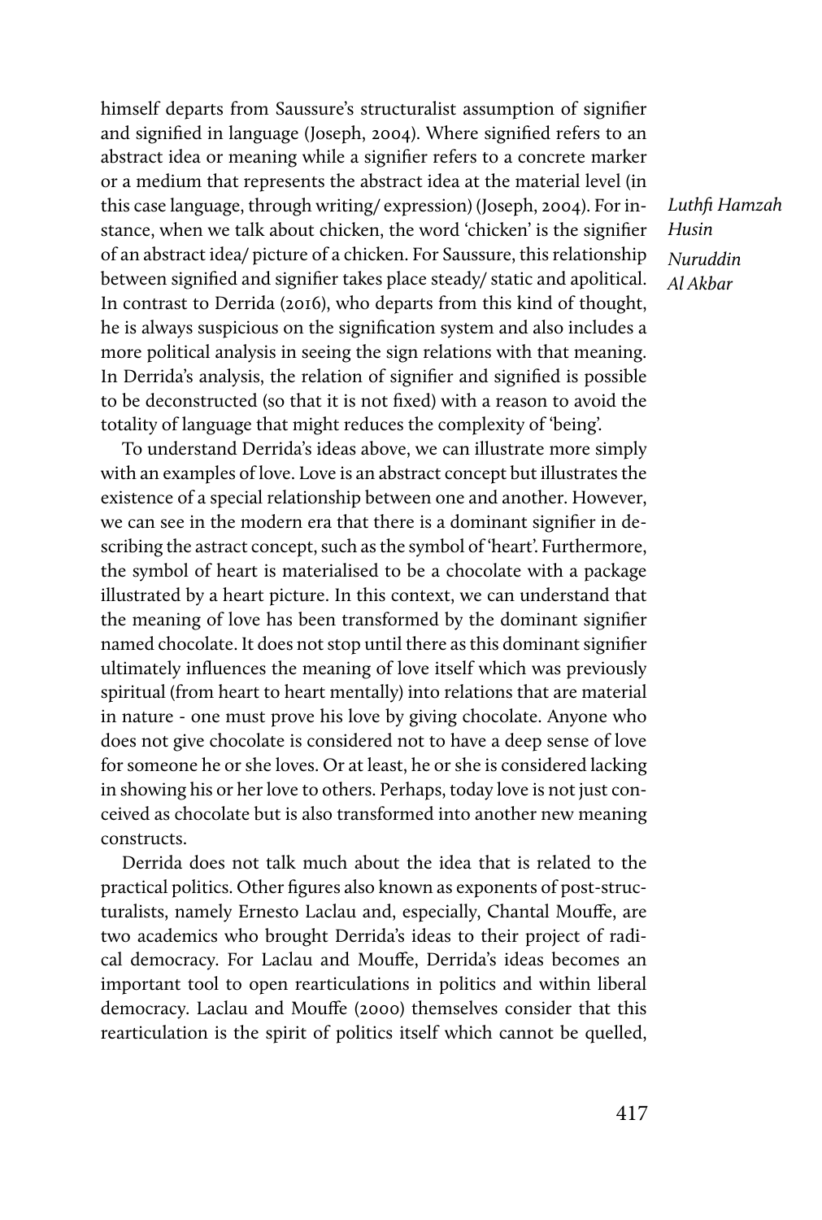himself departs from Saussure's structuralist assumption of signifier and signified in language (Joseph, 2004). Where signified refers to an abstract idea or meaning while a signifier refers to a concrete marker or a medium that represents the abstract idea at the material level (in this case language, through writing/ expression) (Joseph, 2004). For instance, when we talk about chicken, the word 'chicken' is the signifier of an abstract idea/ picture of a chicken. For Saussure, this relationship between signified and signifier takes place steady/ static and apolitical. In contrast to Derrida (2016), who departs from this kind of thought, he is always suspicious on the signification system and also includes a more political analysis in seeing the sign relations with that meaning. In Derrida's analysis, the relation of signifier and signified is possible to be deconstructed (so that it is not fixed) with a reason to avoid the totality of language that might reduces the complexity of 'being'.

To understand Derrida's ideas above, we can illustrate more simply with an examples of love. Love is an abstract concept but illustrates the existence of a special relationship between one and another. However, we can see in the modern era that there is a dominant signifier in describing the astract concept, such as the symbol of 'heart'. Furthermore, the symbol of heart is materialised to be a chocolate with a package illustrated by a heart picture. In this context, we can understand that the meaning of love has been transformed by the dominant signifier named chocolate. It does not stop until there as this dominant signifier ultimately influences the meaning of love itself which was previously spiritual (from heart to heart mentally) into relations that are material in nature - one must prove his love by giving chocolate. Anyone who does not give chocolate is considered not to have a deep sense of love for someone he or she loves. Or at least, he or she is considered lacking in showing his or her love to others. Perhaps, today love is not just conceived as chocolate but is also transformed into another new meaning constructs.

Derrida does not talk much about the idea that is related to the practical politics. Other figures also known as exponents of post-structuralists, namely Ernesto Laclau and, especially, Chantal Mouffe, are two academics who brought Derrida's ideas to their project of radical democracy. For Laclau and Mouffe, Derrida's ideas becomes an important tool to open rearticulations in politics and within liberal democracy. Laclau and Mouffe (2000) themselves consider that this rearticulation is the spirit of politics itself which cannot be quelled,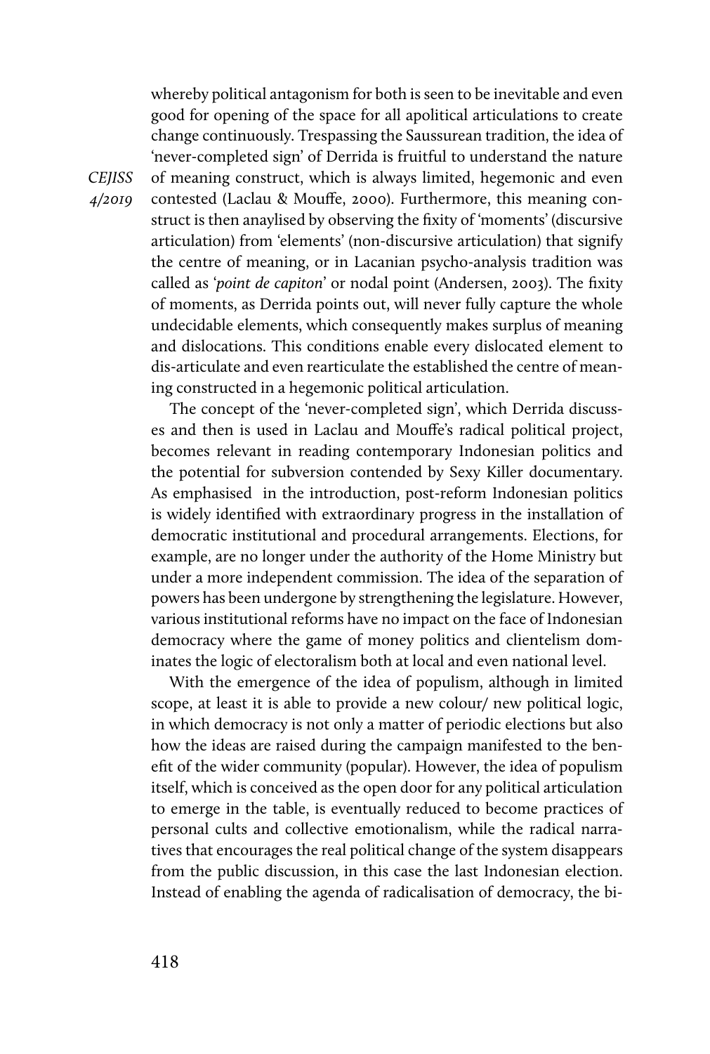whereby political antagonism for both is seen to be inevitable and even good for opening of the space for all apolitical articulations to create change continuously. Trespassing the Saussurean tradition, the idea of 'never-completed sign' of Derrida is fruitful to understand the nature of meaning construct, which is always limited, hegemonic and even contested (Laclau & Mouffe, 2000). Furthermore, this meaning construct is then anaylised by observing the fixity of 'moments' (discursive articulation) from 'elements' (non-discursive articulation) that signify the centre of meaning, or in Lacanian psycho-analysis tradition was called as '*point de capiton*' or nodal point (Andersen, 2003). The fixity of moments, as Derrida points out, will never fully capture the whole undecidable elements, which consequently makes surplus of meaning and dislocations. This conditions enable every dislocated element to dis-articulate and even rearticulate the established the centre of meaning constructed in a hegemonic political articulation.

The concept of the 'never-completed sign', which Derrida discusses and then is used in Laclau and Mouffe's radical political project, becomes relevant in reading contemporary Indonesian politics and the potential for subversion contended by Sexy Killer documentary. As emphasised in the introduction, post-reform Indonesian politics is widely identified with extraordinary progress in the installation of democratic institutional and procedural arrangements. Elections, for example, are no longer under the authority of the Home Ministry but under a more independent commission. The idea of the separation of powers has been undergone by strengthening the legislature. However, various institutional reforms have no impact on the face of Indonesian democracy where the game of money politics and clientelism dominates the logic of electoralism both at local and even national level.

With the emergence of the idea of populism, although in limited scope, at least it is able to provide a new colour/ new political logic, in which democracy is not only a matter of periodic elections but also how the ideas are raised during the campaign manifested to the benefit of the wider community (popular). However, the idea of populism itself, which is conceived as the open door for any political articulation to emerge in the table, is eventually reduced to become practices of personal cults and collective emotionalism, while the radical narratives that encourages the real political change of the system disappears from the public discussion, in this case the last Indonesian election. Instead of enabling the agenda of radicalisation of democracy, the bi-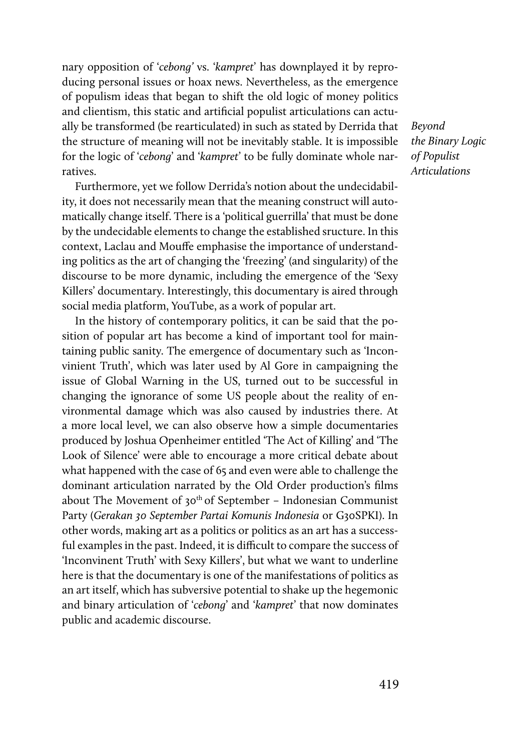nary opposition of '*cebong'* vs. '*kampret*' has downplayed it by reproducing personal issues or hoax news. Nevertheless, as the emergence of populism ideas that began to shift the old logic of money politics and clientism, this static and artificial populist articulations can actually be transformed (be rearticulated) in such as stated by Derrida that the structure of meaning will not be inevitably stable. It is impossible for the logic of '*cebong*' and '*kampret*' to be fully dominate whole narratives.

Furthermore, yet we follow Derrida's notion about the undecidability, it does not necessarily mean that the meaning construct will automatically change itself. There is a 'political guerrilla' that must be done by the undecidable elements to change the established sructure. In this context, Laclau and Mouffe emphasise the importance of understanding politics as the art of changing the 'freezing' (and singularity) of the discourse to be more dynamic, including the emergence of the 'Sexy Killers' documentary. Interestingly, this documentary is aired through social media platform, YouTube, as a work of popular art.

In the history of contemporary politics, it can be said that the position of popular art has become a kind of important tool for maintaining public sanity. The emergence of documentary such as 'Inconvinient Truth', which was later used by Al Gore in campaigning the issue of Global Warning in the US, turned out to be successful in changing the ignorance of some US people about the reality of environmental damage which was also caused by industries there. At a more local level, we can also observe how a simple documentaries produced by Joshua Openheimer entitled 'The Act of Killing' and 'The Look of Silence' were able to encourage a more critical debate about what happened with the case of 65 and even were able to challenge the dominant articulation narrated by the Old Order production's films about The Movement of 30th of September – Indonesian Communist Party (*Gerakan 30 September Partai Komunis Indonesia* or G30SPKI). In other words, making art as a politics or politics as an art has a successful examples in the past. Indeed, it is difficult to compare the success of 'Inconvinient Truth' with Sexy Killers', but what we want to underline here is that the documentary is one of the manifestations of politics as an art itself, which has subversive potential to shake up the hegemonic and binary articulation of '*cebong*' and '*kampret*' that now dominates public and academic discourse.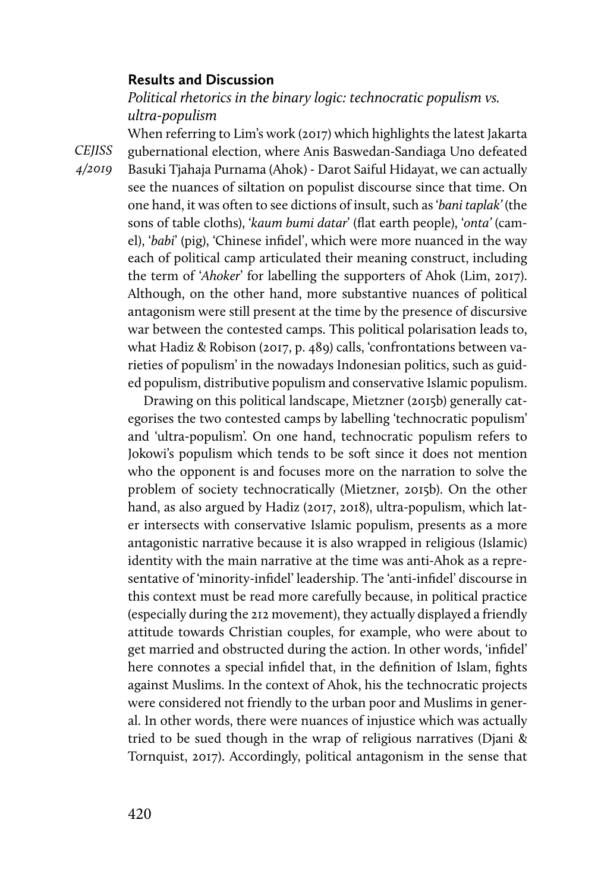## Results and Discussion

*Political rhetorics in the binary logic: technocratic populism vs. ultra-populism*

When referring to Lim's work (2017) which highlights the latest Jakarta gubernational election, where Anis Baswedan-Sandiaga Uno defeated Basuki Tjahaja Purnama (Ahok) - Darot Saiful Hidayat, we can actually see the nuances of siltation on populist discourse since that time. On one hand, it was often to see dictions of insult, such as '*bani taplak'* (the sons of table cloths), '*kaum bumi datar*' (flat earth people), '*onta'* (camel), '*babi*' (pig), 'Chinese infidel', which were more nuanced in the way each of political camp articulated their meaning construct, including the term of '*Ahoker*' for labelling the supporters of Ahok (Lim, 2017). Although, on the other hand, more substantive nuances of political antagonism were still present at the time by the presence of discursive war between the contested camps. This political polarisation leads to, what Hadiz & Robison (2017, p. 489) calls, 'confrontations between varieties of populism' in the nowadays Indonesian politics, such as guided populism, distributive populism and conservative Islamic populism.

Drawing on this political landscape, Mietzner (2015b) generally categorises the two contested camps by labelling 'technocratic populism' and 'ultra-populism'. On one hand, technocratic populism refers to Jokowi's populism which tends to be soft since it does not mention who the opponent is and focuses more on the narration to solve the problem of society technocratically (Mietzner, 2015b). On the other hand, as also argued by Hadiz (2017, 2018), ultra-populism, which later intersects with conservative Islamic populism, presents as a more antagonistic narrative because it is also wrapped in religious (Islamic) identity with the main narrative at the time was anti-Ahok as a representative of 'minority-infidel' leadership. The 'anti-infidel' discourse in this context must be read more carefully because, in political practice (especially during the 212 movement), they actually displayed a friendly attitude towards Christian couples, for example, who were about to get married and obstructed during the action. In other words, 'infidel' here connotes a special infidel that, in the definition of Islam, fights against Muslims. In the context of Ahok, his the technocratic projects were considered not friendly to the urban poor and Muslims in general. In other words, there were nuances of injustice which was actually tried to be sued though in the wrap of religious narratives (Djani & Tornquist, 2017). Accordingly, political antagonism in the sense that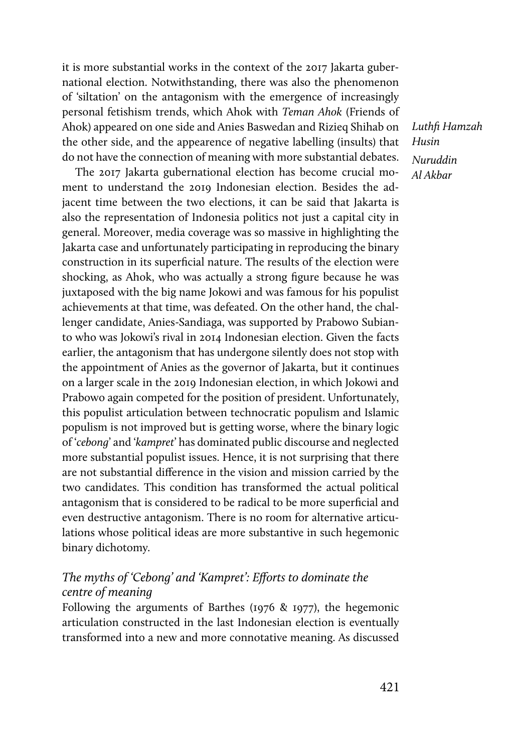it is more substantial works in the context of the 2017 Jakarta gubernational election. Notwithstanding, there was also the phenomenon of 'siltation' on the antagonism with the emergence of increasingly personal fetishism trends, which Ahok with *Teman Ahok* (Friends of Ahok) appeared on one side and Anies Baswedan and Rizieq Shihab on the other side, and the appearence of negative labelling (insults) that do not have the connection of meaning with more substantial debates.

The 2017 Jakarta gubernational election has become crucial moment to understand the 2019 Indonesian election. Besides the adjacent time between the two elections, it can be said that Jakarta is also the representation of Indonesia politics not just a capital city in general. Moreover, media coverage was so massive in highlighting the Jakarta case and unfortunately participating in reproducing the binary construction in its superficial nature. The results of the election were shocking, as Ahok, who was actually a strong figure because he was juxtaposed with the big name Jokowi and was famous for his populist achievements at that time, was defeated. On the other hand, the challenger candidate, Anies-Sandiaga, was supported by Prabowo Subianto who was Jokowi's rival in 2014 Indonesian election. Given the facts earlier, the antagonism that has undergone silently does not stop with the appointment of Anies as the governor of Jakarta, but it continues on a larger scale in the 2019 Indonesian election, in which Jokowi and Prabowo again competed for the position of president. Unfortunately, this populist articulation between technocratic populism and Islamic populism is not improved but is getting worse, where the binary logic of '*cebong*' and '*kampret*' has dominated public discourse and neglected more substantial populist issues. Hence, it is not surprising that there are not substantial difference in the vision and mission carried by the two candidates. This condition has transformed the actual political antagonism that is considered to be radical to be more superficial and even destructive antagonism. There is no room for alternative articulations whose political ideas are more substantive in such hegemonic binary dichotomy.

### *The myths of 'Cebong' and 'Kampret': Efforts to dominate the centre of meaning*

Following the arguments of Barthes (1976 & 1977), the hegemonic articulation constructed in the last Indonesian election is eventually transformed into a new and more connotative meaning. As discussed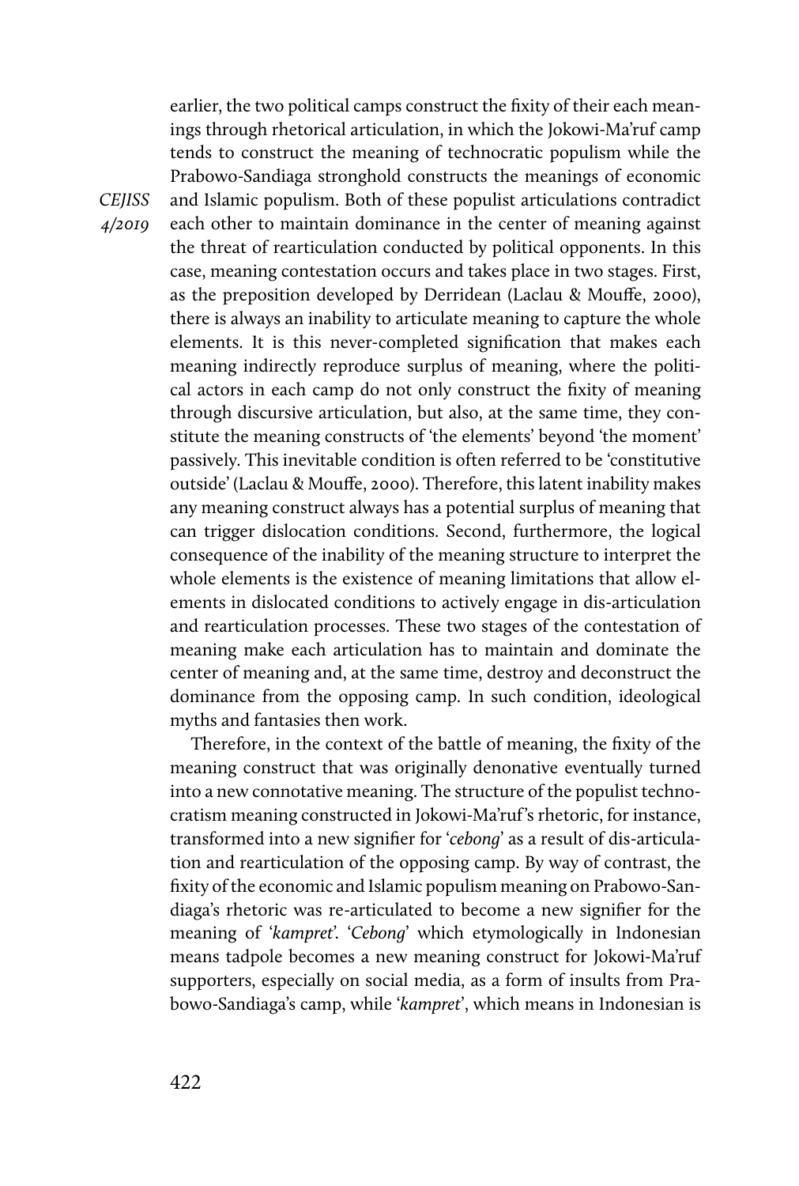earlier, the two political camps construct the fixity of their each meanings through rhetorical articulation, in which the Jokowi-Ma'ruf camp tends to construct the meaning of technocratic populism while the Prabowo-Sandiaga stronghold constructs the meanings of economic and Islamic populism. Both of these populist articulations contradict each other to maintain dominance in the center of meaning against the threat of rearticulation conducted by political opponents. In this case, meaning contestation occurs and takes place in two stages. First, as the preposition developed by Derridean (Laclau & Mouffe, 2000), there is always an inability to articulate meaning to capture the whole elements. It is this never-completed signification that makes each meaning indirectly reproduce surplus of meaning, where the political actors in each camp do not only construct the fixity of meaning through discursive articulation, but also, at the same time, they constitute the meaning constructs of 'the elements' beyond 'the moment' passively. This inevitable condition is often referred to be 'constitutive outside' (Laclau & Mouffe, 2000). Therefore, this latent inability makes any meaning construct always has a potential surplus of meaning that can trigger dislocation conditions. Second, furthermore, the logical consequence of the inability of the meaning structure to interpret the whole elements is the existence of meaning limitations that allow elements in dislocated conditions to actively engage in dis-articulation and rearticulation processes. These two stages of the contestation of meaning make each articulation has to maintain and dominate the center of meaning and, at the same time, destroy and deconstruct the dominance from the opposing camp. In such condition, ideological myths and fantasies then work.

Therefore, in the context of the battle of meaning, the fixity of the meaning construct that was originally denonative eventually turned into a new connotative meaning. The structure of the populist technocratism meaning constructed in Jokowi-Ma'ruf's rhetoric, for instance, transformed into a new signifier for '*cebong*' as a result of dis-articulation and rearticulation of the opposing camp. By way of contrast, the fixity of the economic and Islamic populism meaning on Prabowo-Sandiaga's rhetoric was re-articulated to become a new signifier for the meaning of '*kampret*'. '*Cebong*' which etymologically in Indonesian means tadpole becomes a new meaning construct for Jokowi-Ma'ruf supporters, especially on social media, as a form of insults from Prabowo-Sandiaga's camp, while '*kampret*', which means in Indonesian is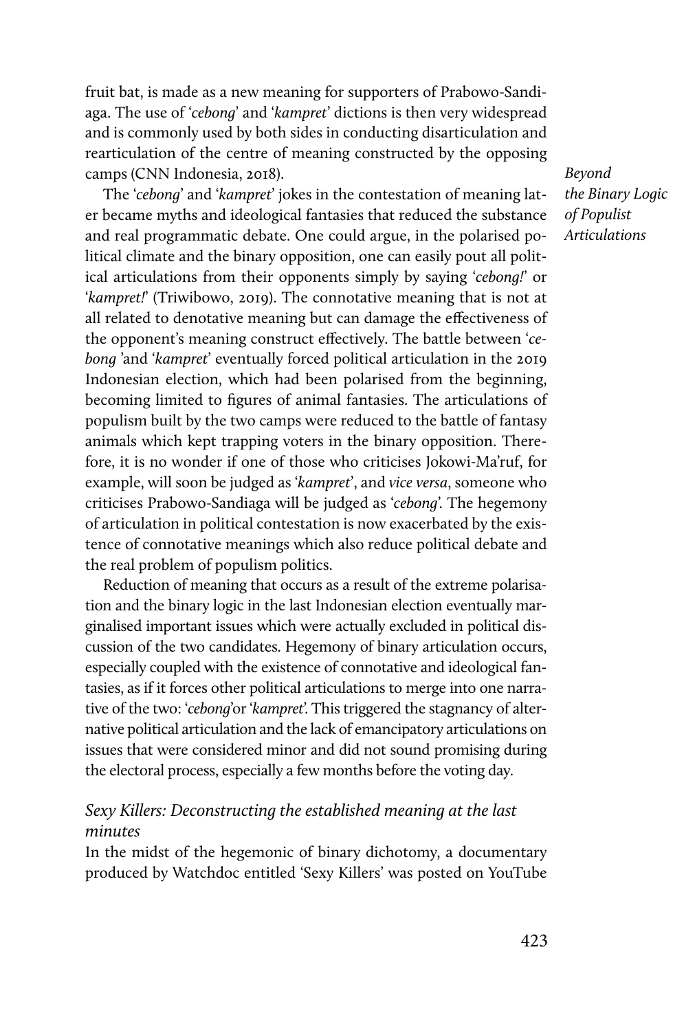fruit bat, is made as a new meaning for supporters of Prabowo-Sandiaga. The use of '*cebong*' and '*kampret*' dictions is then very widespread and is commonly used by both sides in conducting disarticulation and rearticulation of the centre of meaning constructed by the opposing camps (CNN Indonesia, 2018).

The '*cebong*' and '*kampret*' jokes in the contestation of meaning later became myths and ideological fantasies that reduced the substance and real programmatic debate. One could argue, in the polarised political climate and the binary opposition, one can easily pout all political articulations from their opponents simply by saying '*cebong!*' or '*kampret!*' (Triwibowo, 2019). The connotative meaning that is not at all related to denotative meaning but can damage the effectiveness of the opponent's meaning construct effectively. The battle between '*cebong* 'and '*kampret*' eventually forced political articulation in the 2019 Indonesian election, which had been polarised from the beginning, becoming limited to figures of animal fantasies. The articulations of populism built by the two camps were reduced to the battle of fantasy animals which kept trapping voters in the binary opposition. Therefore, it is no wonder if one of those who criticises Jokowi-Ma'ruf, for example, will soon be judged as '*kampret*', and *vice versa*, someone who criticises Prabowo-Sandiaga will be judged as '*cebong*'. The hegemony of articulation in political contestation is now exacerbated by the existence of connotative meanings which also reduce political debate and the real problem of populism politics.

Reduction of meaning that occurs as a result of the extreme polarisation and the binary logic in the last Indonesian election eventually marginalised important issues which were actually excluded in political discussion of the two candidates. Hegemony of binary articulation occurs, especially coupled with the existence of connotative and ideological fantasies, as if it forces other political articulations to merge into one narrative of the two: '*cebong*'or '*kampret*'. This triggered the stagnancy of alternative political articulation and the lack of emancipatory articulations on issues that were considered minor and did not sound promising during the electoral process, especially a few months before the voting day.

### *Sexy Killers: Deconstructing the established meaning at the last minutes*

In the midst of the hegemonic of binary dichotomy, a documentary produced by Watchdoc entitled 'Sexy Killers' was posted on YouTube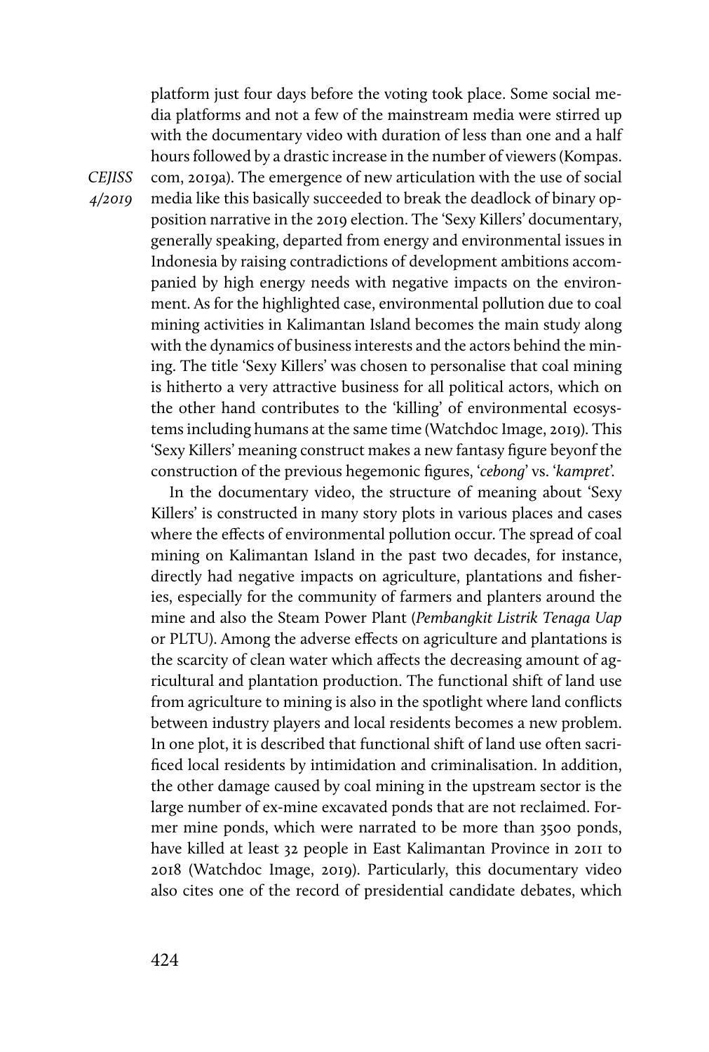platform just four days before the voting took place. Some social media platforms and not a few of the mainstream media were stirred up with the documentary video with duration of less than one and a half hours followed by a drastic increase in the number of viewers (Kompas.com, 2019a). The emergence of new articulation with the use of social media like this basically succeeded to break the deadlock of binary opposition narrative in the 2019 election. The 'Sexy Killers' documentary, generally speaking, departed from energy and environmental issues in Indonesia by raising contradictions of development ambitions accompanied by high energy needs with negative impacts on the environment. As for the highlighted case, environmental pollution due to coal mining activities in Kalimantan Island becomes the main study along with the dynamics of business interests and the actors behind the mining. The title 'Sexy Killers' was chosen to personalise that coal mining is hitherto a very attractive business for all political actors, which on the other hand contributes to the 'killing' of environmental ecosystems including humans at the same time (Watchdoc Image, 2019). This 'Sexy Killers' meaning construct makes a new fantasy figure beyonf the construction of the previous hegemonic figures, '*cebong*' vs. '*kampret*'.

In the documentary video, the structure of meaning about 'Sexy Killers' is constructed in many story plots in various places and cases where the effects of environmental pollution occur. The spread of coal mining on Kalimantan Island in the past two decades, for instance, directly had negative impacts on agriculture, plantations and fisheries, especially for the community of farmers and planters around the mine and also the Steam Power Plant (*Pembangkit Listrik Tenaga Uap* or PLTU). Among the adverse effects on agriculture and plantations is the scarcity of clean water which affects the decreasing amount of agricultural and plantation production. The functional shift of land use from agriculture to mining is also in the spotlight where land conflicts between industry players and local residents becomes a new problem. In one plot, it is described that functional shift of land use often sacrificed local residents by intimidation and criminalisation. In addition, the other damage caused by coal mining in the upstream sector is the large number of ex-mine excavated ponds that are not reclaimed. Former mine ponds, which were narrated to be more than 3500 ponds, have killed at least 32 people in East Kalimantan Province in 2011 to 2018 (Watchdoc Image, 2019). Particularly, this documentary video also cites one of the record of presidential candidate debates, which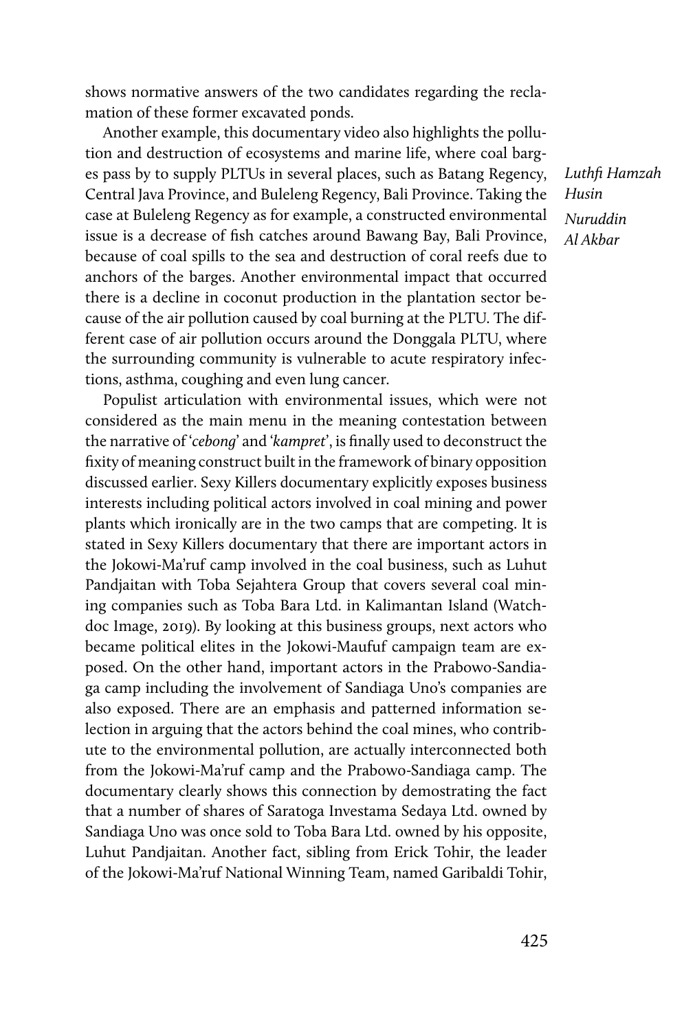shows normative answers of the two candidates regarding the reclamation of these former excavated ponds.

Another example, this documentary video also highlights the pollution and destruction of ecosystems and marine life, where coal barges pass by to supply PLTUs in several places, such as Batang Regency, Central Java Province, and Buleleng Regency, Bali Province. Taking the case at Buleleng Regency as for example, a constructed environmental issue is a decrease of fish catches around Bawang Bay, Bali Province, because of coal spills to the sea and destruction of coral reefs due to anchors of the barges. Another environmental impact that occurred there is a decline in coconut production in the plantation sector because of the air pollution caused by coal burning at the PLTU. The different case of air pollution occurs around the Donggala PLTU, where the surrounding community is vulnerable to acute respiratory infections, asthma, coughing and even lung cancer.

Populist articulation with environmental issues, which were not considered as the main menu in the meaning contestation between the narrative of '*cebong*' and '*kampret*', is finally used to deconstruct the fixity of meaning construct built in the framework of binary opposition discussed earlier. Sexy Killers documentary explicitly exposes business interests including political actors involved in coal mining and power plants which ironically are in the two camps that are competing. It is stated in Sexy Killers documentary that there are important actors in the Jokowi-Ma'ruf camp involved in the coal business, such as Luhut Pandjaitan with Toba Sejahtera Group that covers several coal mining companies such as Toba Bara Ltd. in Kalimantan Island (Watchdoc Image, 2019). By looking at this business groups, next actors who became political elites in the Jokowi-Maufuf campaign team are exposed. On the other hand, important actors in the Prabowo-Sandiaga camp including the involvement of Sandiaga Uno's companies are also exposed. There are an emphasis and patterned information selection in arguing that the actors behind the coal mines, who contribute to the environmental pollution, are actually interconnected both from the Jokowi-Ma'ruf camp and the Prabowo-Sandiaga camp. The documentary clearly shows this connection by demostrating the fact that a number of shares of Saratoga Investama Sedaya Ltd. owned by Sandiaga Uno was once sold to Toba Bara Ltd. owned by his opposite, Luhut Pandjaitan. Another fact, sibling from Erick Tohir, the leader of the Jokowi-Ma'ruf National Winning Team, named Garibaldi Tohir,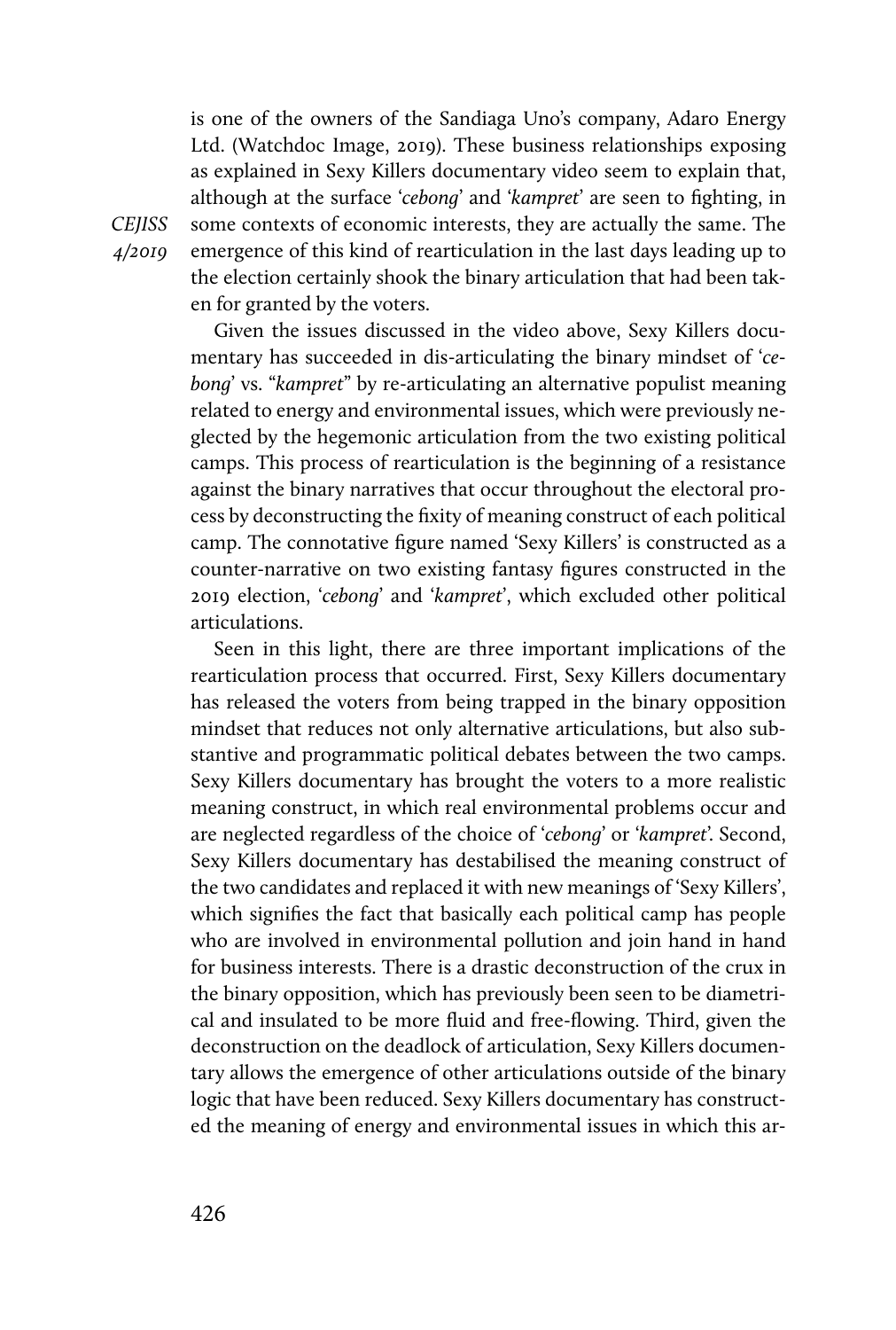is one of the owners of the Sandiaga Uno's company, Adaro Energy Ltd. (Watchdoc Image, 2019). These business relationships exposing as explained in Sexy Killers documentary video seem to explain that, although at the surface '*cebong*' and '*kampret*' are seen to fighting, in some contexts of economic interests, they are actually the same. The emergence of this kind of rearticulation in the last days leading up to the election certainly shook the binary articulation that had been taken for granted by the voters.

Given the issues discussed in the video above, Sexy Killers documentary has succeeded in dis-articulating the binary mindset of '*cebong*' vs. "*kampret*" by re-articulating an alternative populist meaning related to energy and environmental issues, which were previously neglected by the hegemonic articulation from the two existing political camps. This process of rearticulation is the beginning of a resistance against the binary narratives that occur throughout the electoral process by deconstructing the fixity of meaning construct of each political camp. The connotative figure named 'Sexy Killers' is constructed as a counter-narrative on two existing fantasy figures constructed in the 2019 election, '*cebong*' and '*kampret*', which excluded other political articulations.

Seen in this light, there are three important implications of the rearticulation process that occurred. First, Sexy Killers documentary has released the voters from being trapped in the binary opposition mindset that reduces not only alternative articulations, but also substantive and programmatic political debates between the two camps. Sexy Killers documentary has brought the voters to a more realistic meaning construct, in which real environmental problems occur and are neglected regardless of the choice of '*cebong*' or '*kampret*'. Second, Sexy Killers documentary has destabilised the meaning construct of the two candidates and replaced it with new meanings of 'Sexy Killers', which signifies the fact that basically each political camp has people who are involved in environmental pollution and join hand in hand for business interests. There is a drastic deconstruction of the crux in the binary opposition, which has previously been seen to be diametrical and insulated to be more fluid and free-flowing. Third, given the deconstruction on the deadlock of articulation, Sexy Killers documentary allows the emergence of other articulations outside of the binary logic that have been reduced. Sexy Killers documentary has constructed the meaning of energy and environmental issues in which this ar-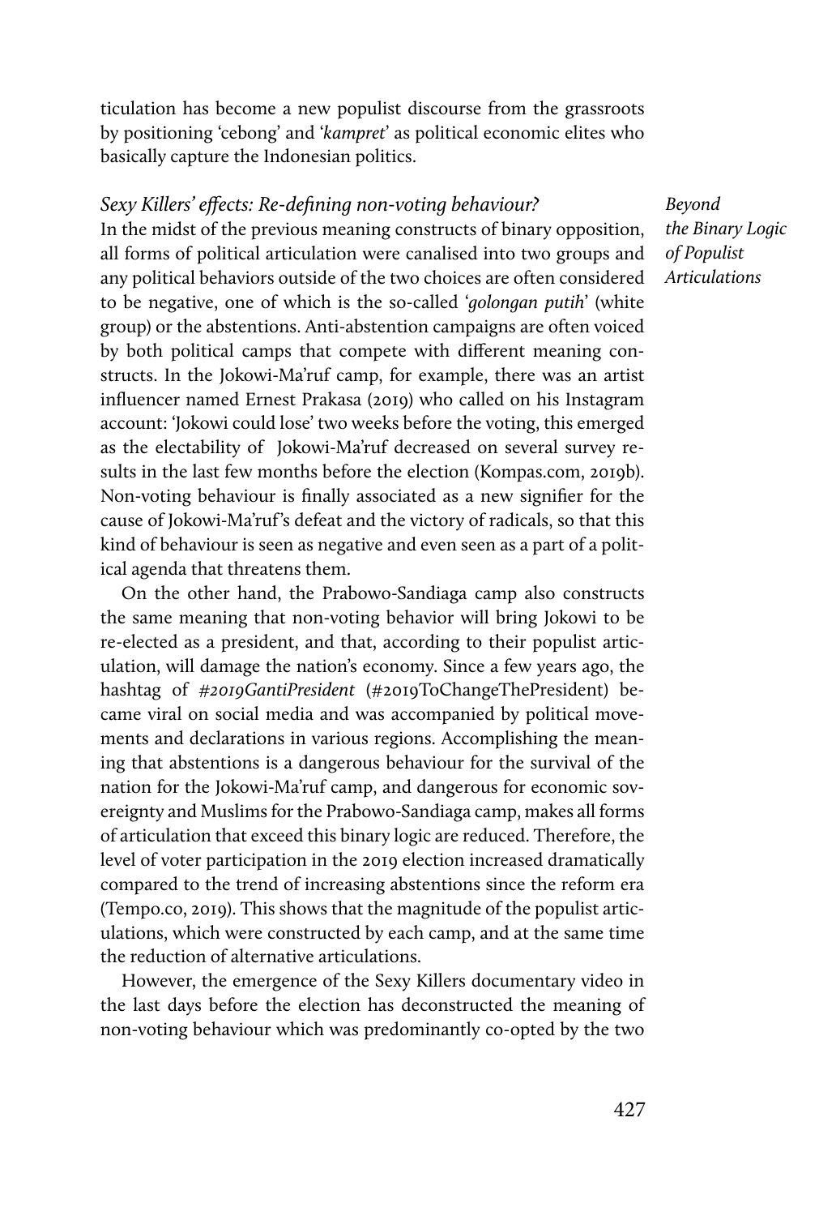ticulation has become a new populist discourse from the grassroots by positioning 'cebong' and '*kampret*' as political economic elites who basically capture the Indonesian politics.

### *Sexy Killers' effects: Re-defining non-voting behaviour?*

In the midst of the previous meaning constructs of binary opposition, all forms of political articulation were canalised into two groups and any political behaviors outside of the two choices are often considered to be negative, one of which is the so-called '*golongan putih*' (white group) or the abstentions. Anti-abstention campaigns are often voiced by both political camps that compete with different meaning constructs. In the Jokowi-Ma'ruf camp, for example, there was an artist influencer named Ernest Prakasa (2019) who called on his Instagram account: 'Jokowi could lose' two weeks before the voting, this emerged as the electability of Jokowi-Ma'ruf decreased on several survey results in the last few months before the election (Kompas.com, 2019b). Non-voting behaviour is finally associated as a new signifier for the cause of Jokowi-Ma'ruf's defeat and the victory of radicals, so that this kind of behaviour is seen as negative and even seen as a part of a political agenda that threatens them.

On the other hand, the Prabowo-Sandiaga camp also constructs the same meaning that non-voting behavior will bring Jokowi to be re-elected as a president, and that, according to their populist articulation, will damage the nation's economy. Since a few years ago, the hashtag of *#2019GantiPresident* (#2019ToChangeThePresident) became viral on social media and was accompanied by political movements and declarations in various regions. Accomplishing the meaning that abstentions is a dangerous behaviour for the survival of the nation for the Jokowi-Ma'ruf camp, and dangerous for economic sovereignty and Muslims for the Prabowo-Sandiaga camp, makes all forms of articulation that exceed this binary logic are reduced. Therefore, the level of voter participation in the 2019 election increased dramatically compared to the trend of increasing abstentions since the reform era (Tempo.co, 2019). This shows that the magnitude of the populist articulations, which were constructed by each camp, and at the same time the reduction of alternative articulations.

However, the emergence of the Sexy Killers documentary video in the last days before the election has deconstructed the meaning of non-voting behaviour which was predominantly co-opted by the two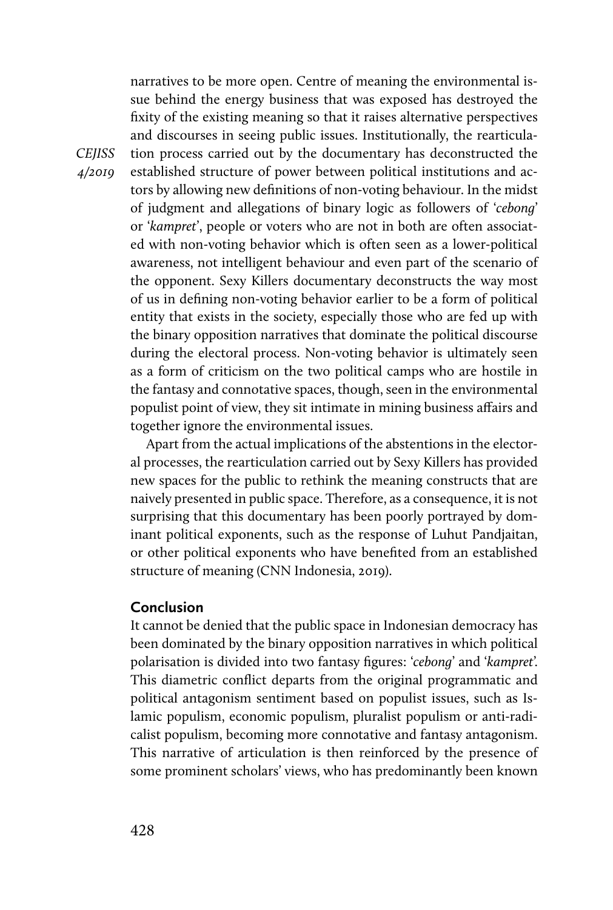narratives to be more open. Centre of meaning the environmental issue behind the energy business that was exposed has destroyed the fixity of the existing meaning so that it raises alternative perspectives and discourses in seeing public issues. Institutionally, the rearticulation process carried out by the documentary has deconstructed the established structure of power between political institutions and actors by allowing new definitions of non-voting behaviour. In the midst of judgment and allegations of binary logic as followers of '*cebong*' or '*kampret*', people or voters who are not in both are often associated with non-voting behavior which is often seen as a lower-political awareness, not intelligent behaviour and even part of the scenario of the opponent. Sexy Killers documentary deconstructs the way most of us in defining non-voting behavior earlier to be a form of political entity that exists in the society, especially those who are fed up with the binary opposition narratives that dominate the political discourse during the electoral process. Non-voting behavior is ultimately seen as a form of criticism on the two political camps who are hostile in the fantasy and connotative spaces, though, seen in the environmental populist point of view, they sit intimate in mining business affairs and together ignore the environmental issues.

Apart from the actual implications of the abstentions in the electoral processes, the rearticulation carried out by Sexy Killers has provided new spaces for the public to rethink the meaning constructs that are naively presented in public space. Therefore, as a consequence, it is not surprising that this documentary has been poorly portrayed by dominant political exponents, such as the response of Luhut Pandjaitan, or other political exponents who have benefited from an established structure of meaning (CNN Indonesia, 2019).

## Conclusion

It cannot be denied that the public space in Indonesian democracy has been dominated by the binary opposition narratives in which political polarisation is divided into two fantasy figures: '*cebong*' and '*kampret*'. This diametric conflict departs from the original programmatic and political antagonism sentiment based on populist issues, such as Islamic populism, economic populism, pluralist populism or anti-radicalist populism, becoming more connotative and fantasy antagonism. This narrative of articulation is then reinforced by the presence of some prominent scholars' views, who has predominantly been known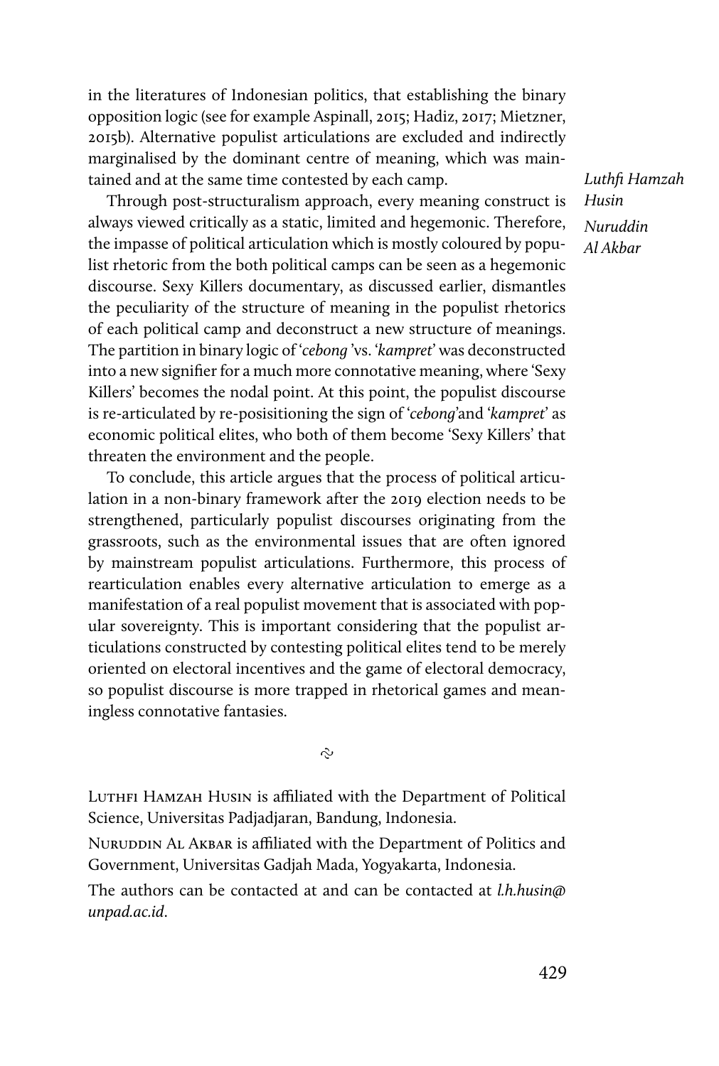in the literatures of Indonesian politics, that establishing the binary opposition logic (see for example Aspinall, 2015; Hadiz, 2017; Mietzner, 2015b). Alternative populist articulations are excluded and indirectly marginalised by the dominant centre of meaning, which was maintained and at the same time contested by each camp.

Through post-structuralism approach, every meaning construct is always viewed critically as a static, limited and hegemonic. Therefore, the impasse of political articulation which is mostly coloured by populist rhetoric from the both political camps can be seen as a hegemonic discourse. Sexy Killers documentary, as discussed earlier, dismantles the peculiarity of the structure of meaning in the populist rhetorics of each political camp and deconstruct a new structure of meanings. The partition in binary logic of '*cebong*'vs. '*kampret*' was deconstructed into a new signifier for a much more connotative meaning, where 'Sexy Killers' becomes the nodal point. At this point, the populist discourse is re-articulated by re-posisitioning the sign of '*cebong*'and '*kampret*' as economic political elites, who both of them become 'Sexy Killers' that threaten the environment and the people.

To conclude, this article argues that the process of political articulation in a non-binary framework after the 2019 election needs to be strengthened, particularly populist discourses originating from the grassroots, such as the environmental issues that are often ignored by mainstream populist articulations. Furthermore, this process of rearticulation enables every alternative articulation to emerge as a manifestation of a real populist movement that is associated with popular sovereignty. This is important considering that the populist articulations constructed by contesting political elites tend to be merely oriented on electoral incentives and the game of electoral democracy, so populist discourse is more trapped in rhetorical games and meaningless connotative fantasies.

Luthfi Hamzah Husin is affiliated with the Department of Political Science, Universitas Padjadjaran, Bandung, Indonesia.

Nuruddin Al Akbar is affiliated with the Department of Politics and Government, Universitas Gadjah Mada, Yogyakarta, Indonesia.

The authors can be contacted at and can be contacted at *l.h.husin@unpad.ac.id*.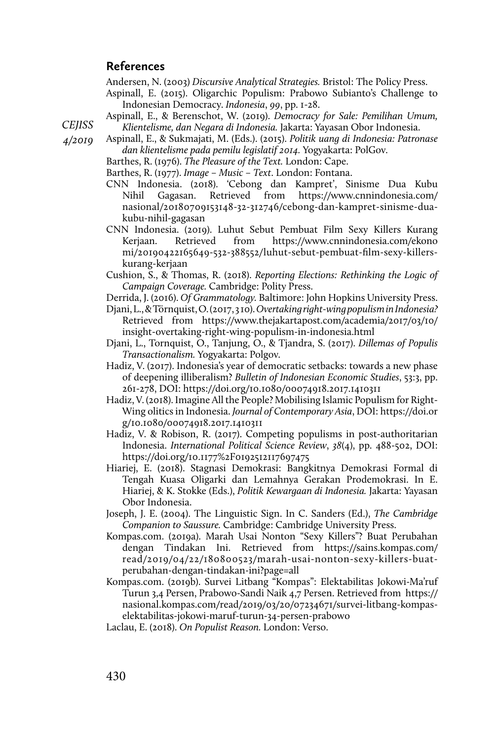## References

Andersen, N. (2003) *Discursive Analytical Strategies.* Bristol: The Policy Press.

Aspinall, E. (2015). Oligarchic Populism: Prabowo Subianto's Challenge to Indonesian Democracy. *Indonesia*, *99*, pp. 1-28.

Aspinall, E., & Berenschot, W. (2019). *Democracy for Sale: Pemilihan Umum, Klientelisme, dan Negara di Indonesia.* Jakarta: Yayasan Obor Indonesia.

Aspinall, E., & Sukmajati, M. (Eds.). (2015). *Politik uang di Indonesia: Patronase dan klientelisme pada pemilu legislatif 2014.* Yogyakarta: PolGov.

Barthes, R. (1976). *The Pleasure of the Text.* London: Cape.

Barthes, R. (1977). *Image – Music – Text*. London: Fontana.

CNN Indonesia. (2018). 'Cebong dan Kampret', Sinisme Dua Kubu Nihil Gagasan. Retrieved from https://www.cnnindonesia.com/nasional/20180709153148-32-312746/cebong-dan-kampret-sinisme-dua-kubu-nihil-gagasan

CNN Indonesia. (2019). Luhut Sebut Pembuat Film Sexy Killers Kurang Kerjaan. Retrieved from https://www.cnnindonesia.com/ekonomi/20190422165649-532-388552/luhut-sebut-pembuat-film-sexy-killers-kurang-kerjaan

Cushion, S., & Thomas, R. (2018). *Reporting Elections: Rethinking the Logic of Campaign Coverage.* Cambridge: Polity Press.

Derrida, J. (2016). *Of Grammatology.* Baltimore: John Hopkins University Press.

Djani, L., & Törnquist, O. (2017, 3 10). *Overtaking right-wing populism in Indonesia?* Retrieved from https://www.thejakartapost.com/academia/2017/03/10/insight-overtaking-right-wing-populism-in-indonesia.html

Djani, L., Tornquist, O., Tanjung, O., & Tjandra, S. (2017). *Dillemas of Populis Transactionalism.* Yogyakarta: Polgov.

Hadiz, V. (2017). Indonesia's year of democratic setbacks: towards a new phase of deepening illiberalism? *Bulletin of Indonesian Economic Studies*, 53:3, pp. 261-278, DOI: https://doi.org/10.1080/00074918.2017.1410311

Hadiz, V. (2018). Imagine All the People? Mobilising Islamic Populism for Right-Wing olitics in Indonesia. *Journal of Contemporary Asia*, DOI: https://doi.org/10.1080/00074918.2017.1410311

Hadiz, V. & Robison, R. (2017). Competing populisms in post-authoritarian Indonesia. *International Political Science Review*, *38*(4), pp. 488-502, DOI: https://doi.org/10.1177%2F0192512117697475

Hiariej, E. (2018). Stagnasi Demokrasi: Bangkitnya Demokrasi Formal di Tengah Kuasa Oligarki dan Lemahnya Gerakan Prodemokrasi. In E. Hiariej, & K. Stokke (Eds.), *Politik Kewargaan di Indonesia.* Jakarta: Yayasan Obor Indonesia.

Joseph, J. E. (2004). The Linguistic Sign. In C. Sanders (Ed.), *The Cambridge Companion to Saussure.* Cambridge: Cambridge University Press.

Kompas.com. (2019a). Marah Usai Nonton "Sexy Killers"? Buat Perubahan dengan Tindakan Ini. Retrieved from https://sains.kompas.com/read/2019/04/22/180800523/marah-usai-nonton-sexy-killers-buat-perubahan-dengan-tindakan-ini?page=all

Kompas.com. (2019b). Survei Litbang "Kompas": Elektabilitas Jokowi-Ma'ruf Turun 3,4 Persen, Prabowo-Sandi Naik 4,7 Persen. Retrieved from https://nasional.kompas.com/read/2019/03/20/07234671/survei-litbang-kompas-elektabilitas-jokowi-maruf-turun-34-persen-prabowo

Laclau, E. (2018). *On Populist Reason.* London: Verso.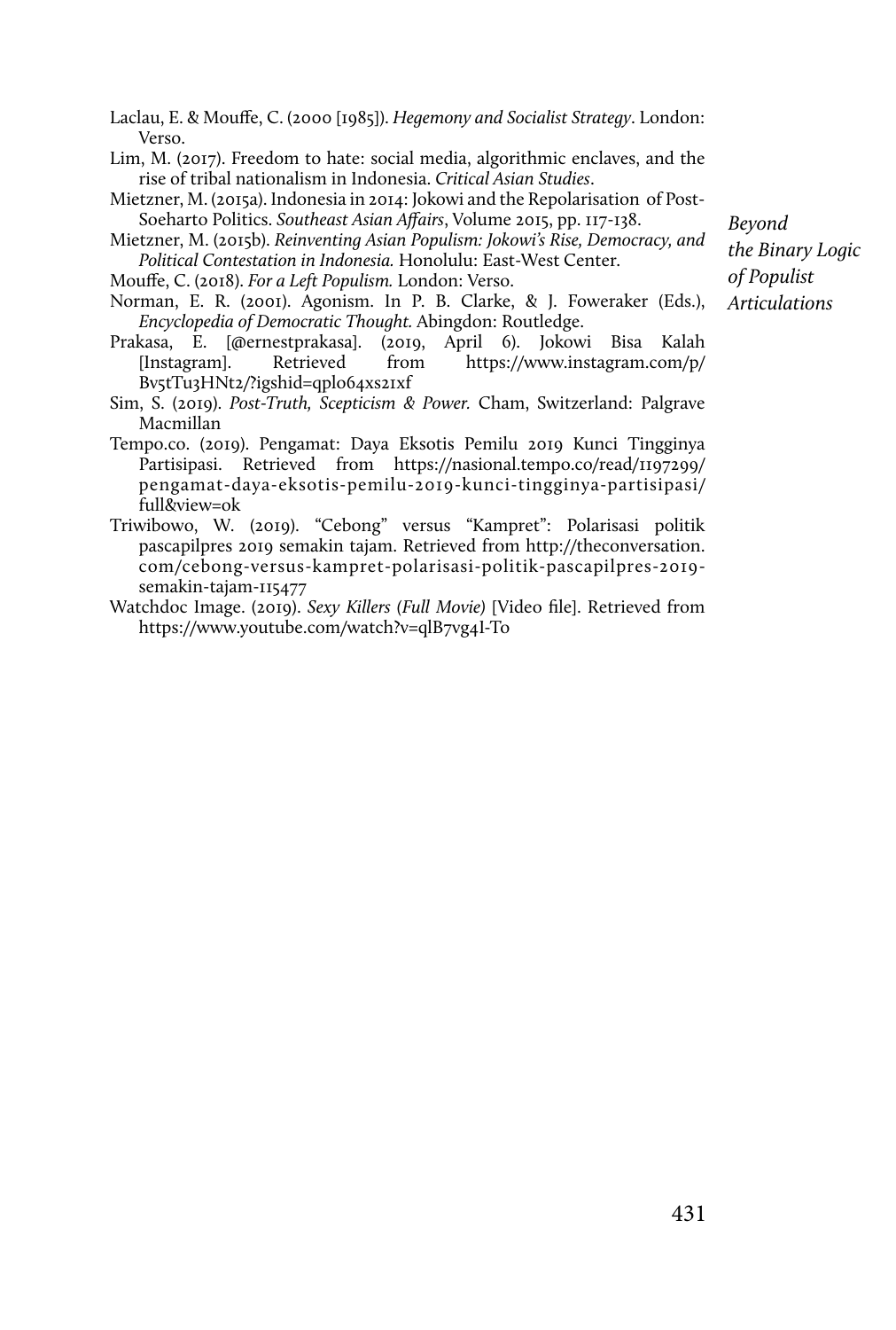Laclau, E. & Mouffe, C. (2000 [1985]). *Hegemony and Socialist Strategy*. London: Verso.

Lim, M. (2017). Freedom to hate: social media, algorithmic enclaves, and the rise of tribal nationalism in Indonesia. *Critical Asian Studies*.

Mietzner, M. (2015a). Indonesia in 2014: Jokowi and the Repolarisation of Post-Soeharto Politics. *Southeast Asian Affairs*, Volume 2015, pp. 117-138.

Mietzner, M. (2015b). *Reinventing Asian Populism: Jokowi's Rise, Democracy, and Political Contestation in Indonesia.* Honolulu: East-West Center.

Mouffe, C. (2018). *For a Left Populism.* London: Verso.

Norman, E. R. (2001). Agonism. In P. B. Clarke, & J. Foweraker (Eds.), *Encyclopedia of Democratic Thought.* Abingdon: Routledge.

Prakasa, E. [@ernestprakasa]. (2019, April 6). Jokowi Bisa Kalah [Instagram]. Retrieved from https://www.instagram.com/p/Bv5tTu3HNt2/?igshid=qpl064xs21xf

Sim, S. (2019). *Post-Truth, Scepticism & Power.* Cham, Switzerland: Palgrave Macmillan

Tempo.co. (2019). Pengamat: Daya Eksotis Pemilu 2019 Kunci Tingginya Partisipasi. Retrieved from https://nasional.tempo.co/read/1197299/pengamat-daya-eksotis-pemilu-2019-kunci-tingginya-partisipasi/full&view=ok

Triwibowo, W. (2019). "Cebong" versus "Kampret": Polarisasi politik pascapilpres 2019 semakin tajam. Retrieved from http://theconversation.com/cebong-versus-kampret-polarisasi-politik-pascapilpres-2019-semakin-tajam-115477

Watchdoc Image. (2019). *Sexy Killers (Full Movie)* [Video file]. Retrieved from https://www.youtube.com/watch?v=qlB7vg4I-To